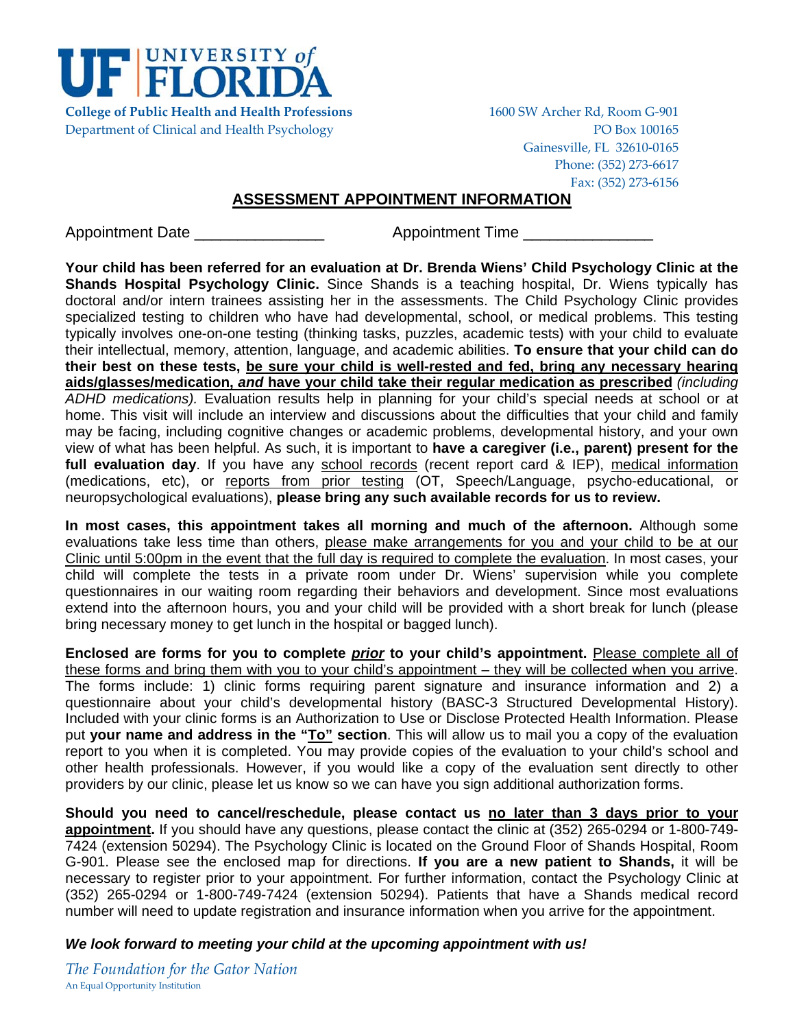**UF | UNIVERSITY of FLORIDA**

**College of Public Health and Health Professions**
Department of Clinical and Health Psychology

1600 SW Archer Rd, Room G-901
PO Box 100165
Gainesville, FL 32610-0165
Phone: (352) 273-6617
Fax: (352) 273-6156

## ASSESSMENT APPOINTMENT INFORMATION

Appointment Date _______________ Appointment Time _______________

**Your child has been referred for an evaluation at Dr. Brenda Wiens' Child Psychology Clinic at the Shands Hospital Psychology Clinic.** Since Shands is a teaching hospital, Dr. Wiens typically has doctoral and/or intern trainees assisting her in the assessments. The Child Psychology Clinic provides specialized testing to children who have had developmental, school, or medical problems. This testing typically involves one-on-one testing (thinking tasks, puzzles, academic tests) with your child to evaluate their intellectual, memory, attention, language, and academic abilities. **To ensure that your child can do their best on these tests, be sure your child is well-rested and fed, bring any necessary hearing aids/glasses/medication, *and* have your child take their regular medication as prescribed** *(including ADHD medications).* Evaluation results help in planning for your child's special needs at school or at home. This visit will include an interview and discussions about the difficulties that your child and family may be facing, including cognitive changes or academic problems, developmental history, and your own view of what has been helpful. As such, it is important to **have a caregiver (i.e., parent) present for the full evaluation day**. If you have any school records (recent report card & IEP), medical information (medications, etc), or reports from prior testing (OT, Speech/Language, psycho-educational, or neuropsychological evaluations), **please bring any such available records for us to review.**

**In most cases, this appointment takes all morning and much of the afternoon.** Although some evaluations take less time than others, please make arrangements for you and your child to be at our Clinic until 5:00pm in the event that the full day is required to complete the evaluation. In most cases, your child will complete the tests in a private room under Dr. Wiens' supervision while you complete questionnaires in our waiting room regarding their behaviors and development. Since most evaluations extend into the afternoon hours, you and your child will be provided with a short break for lunch (please bring necessary money to get lunch in the hospital or bagged lunch).

**Enclosed are forms for you to complete *prior* to your child's appointment.** Please complete all of these forms and bring them with you to your child's appointment – they will be collected when you arrive. The forms include: 1) clinic forms requiring parent signature and insurance information and 2) a questionnaire about your child's developmental history (BASC-3 Structured Developmental History). Included with your clinic forms is an Authorization to Use or Disclose Protected Health Information. Please put **your name and address in the "To" section**. This will allow us to mail you a copy of the evaluation report to you when it is completed. You may provide copies of the evaluation to your child's school and other health professionals. However, if you would like a copy of the evaluation sent directly to other providers by our clinic, please let us know so we can have you sign additional authorization forms.

**Should you need to cancel/reschedule, please contact us no later than 3 days prior to your appointment.** If you should have any questions, please contact the clinic at (352) 265-0294 or 1-800-749-7424 (extension 50294). The Psychology Clinic is located on the Ground Floor of Shands Hospital, Room G-901. Please see the enclosed map for directions. **If you are a new patient to Shands,** it will be necessary to register prior to your appointment. For further information, contact the Psychology Clinic at (352) 265-0294 or 1-800-749-7424 (extension 50294). Patients that have a Shands medical record number will need to update registration and insurance information when you arrive for the appointment.

***We look forward to meeting your child at the upcoming appointment with us!***

*The Foundation for the Gator Nation*
An Equal Opportunity Institution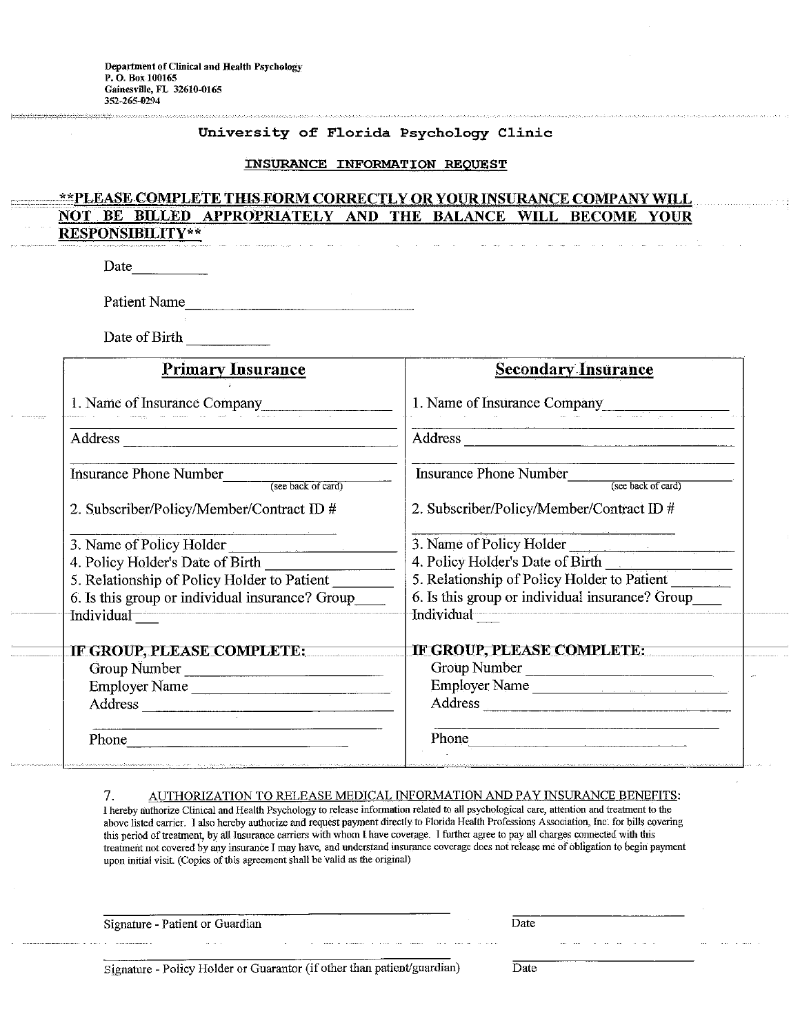Department of Clinical and Health Psychology
P. O. Box 100165
Gainesville, FL 32610-0165
352-265-0294

## University of Florida Psychology Clinic

### INSURANCE INFORMATION REQUEST

**\*\*PLEASE COMPLETE THIS FORM CORRECTLY OR YOUR INSURANCE COMPANY WILL NOT BE BILLED APPROPRIATELY AND THE BALANCE WILL BECOME YOUR RESPONSIBILITY\*\***

Date__________

Patient Name______________________________

Date of Birth ___________

| **Primary Insurance** | **Secondary Insurance** |
|---|---|
| 1. Name of Insurance Company________________ | 1. Name of Insurance Company________________ |
| Address ______________________________ | Address ______________________________ |
| Insurance Phone Number____________ (see back of card) | Insurance Phone Number____________ (see back of card) |
| 2. Subscriber/Policy/Member/Contract ID # ______________________ | 2. Subscriber/Policy/Member/Contract ID # ______________________ |
| 3. Name of Policy Holder ________________ | 3. Name of Policy Holder ________________ |
| 4. Policy Holder's Date of Birth ____________ | 4. Policy Holder's Date of Birth ____________ |
| 5. Relationship of Policy Holder to Patient ________ | 5. Relationship of Policy Holder to Patient ________ |
| 6. Is this group or individual insurance? Group____ Individual___ | 6. Is this group or individual insurance? Group____ Individual___ |
| **IF GROUP, PLEASE COMPLETE:** | **IF GROUP, PLEASE COMPLETE:** |
| Group Number ____________________ | Group Number ____________________ |
| Employer Name ____________________ | Employer Name ____________________ |
| Address ____________________ | Address ____________________ |
| Phone ____________________ | Phone ____________________ |

7. AUTHORIZATION TO RELEASE MEDICAL INFORMATION AND PAY INSURANCE BENEFITS:

I hereby authorize Clinical and Health Psychology to release information related to all psychological care, attention and treatment to the above listed carrier. I also hereby authorize and request payment directly to Florida Health Professions Association, Inc. for bills covering this period of treatment, by all Insurance carriers with whom I have coverage. I further agree to pay all charges connected with this treatment not covered by any insurance I may have, and understand insurance coverage does not release me of obligation to begin payment upon initial visit. (Copies of this agreement shall be valid as the original)

______________________________ ______________
Signature - Patient or Guardian Date

______________________________ ______________
Signature - Policy Holder or Guarantor (if other than patient/guardian) Date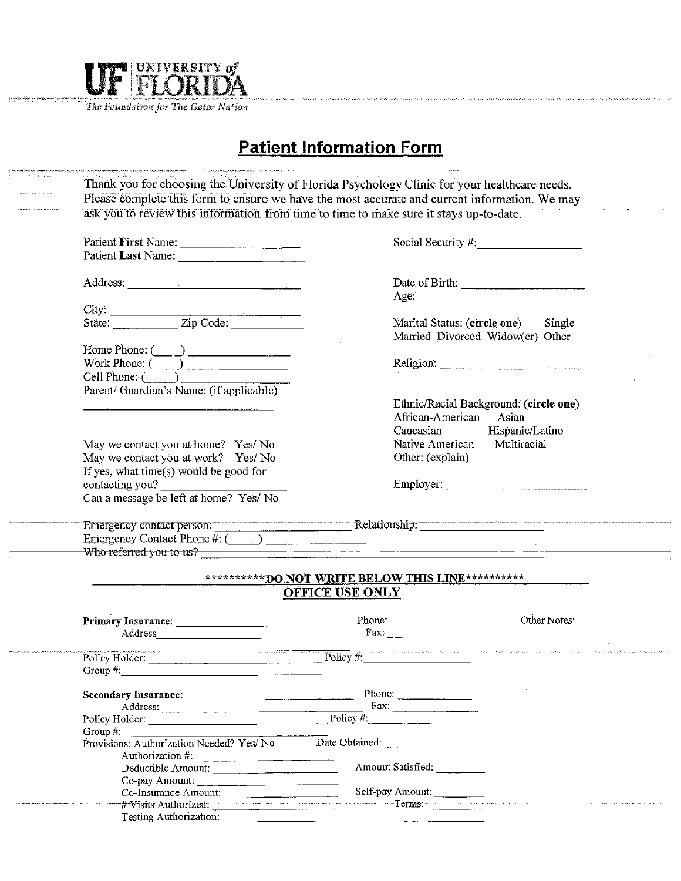UF | UNIVERSITY of FLORIDA
*The Foundation for The Gator Nation*

# Patient Information Form

Thank you for choosing the University of Florida Psychology Clinic for your healthcare needs. Please complete this form to ensure we have the most accurate and current information. We may ask you to review this information from time to time to make sure it stays up-to-date.

Patient **First** Name: ____________________

Patient **Last** Name: ____________________

Address: ____________________________
____________________________

City: ____________________________

State: __________ Zip Code: __________

Home Phone: (___) ______________

Work Phone: (___) ______________

Cell Phone: (___) ______________

Parent/ Guardian's Name: (if applicable)
____________________________

May we contact you at home? Yes/ No

May we contact you at work? Yes/ No

If yes, what time(s) would be good for contacting you? ______________

Can a message be left at home? Yes/ No

Social Security #: ______________

Date of Birth: ______________

Age: ______

Marital Status: (**circle one**) Single Married Divorced Widow(er) Other

Religion: ______________

Ethnic/Racial Background: (**circle one**)
African-American Asian
Caucasian Hispanic/Latino
Native American Multiracial
Other: (explain)

Employer: ______________

Emergency contact person: ______________ Relationship: ______________

Emergency Contact Phone #: (____) ______________

Who referred you to us? ____________________________

## **********DO NOT WRITE BELOW THIS LINE**********

## OFFICE USE ONLY

**Primary Insurance:** ______________ Phone: __________ Other Notes:

Address ______________ Fax: __________

Policy Holder: ______________ Policy #: __________

Group #: ______________

**Secondary Insurance:** ______________ Phone: __________

Address: ______________ Fax: __________

Policy Holder: ______________ Policy #: __________

Group #: ______________

Provisions: Authorization Needed? Yes/ No Date Obtained: __________

Authorization #: ______________

Deductible Amount: ______________ Amount Satisfied: __________

Co-pay Amount: ______________

Co-Insurance Amount: ______________ Self-pay Amount: __________

# Visits Authorized: ______________ Terms: __________

Testing Authorization: ______________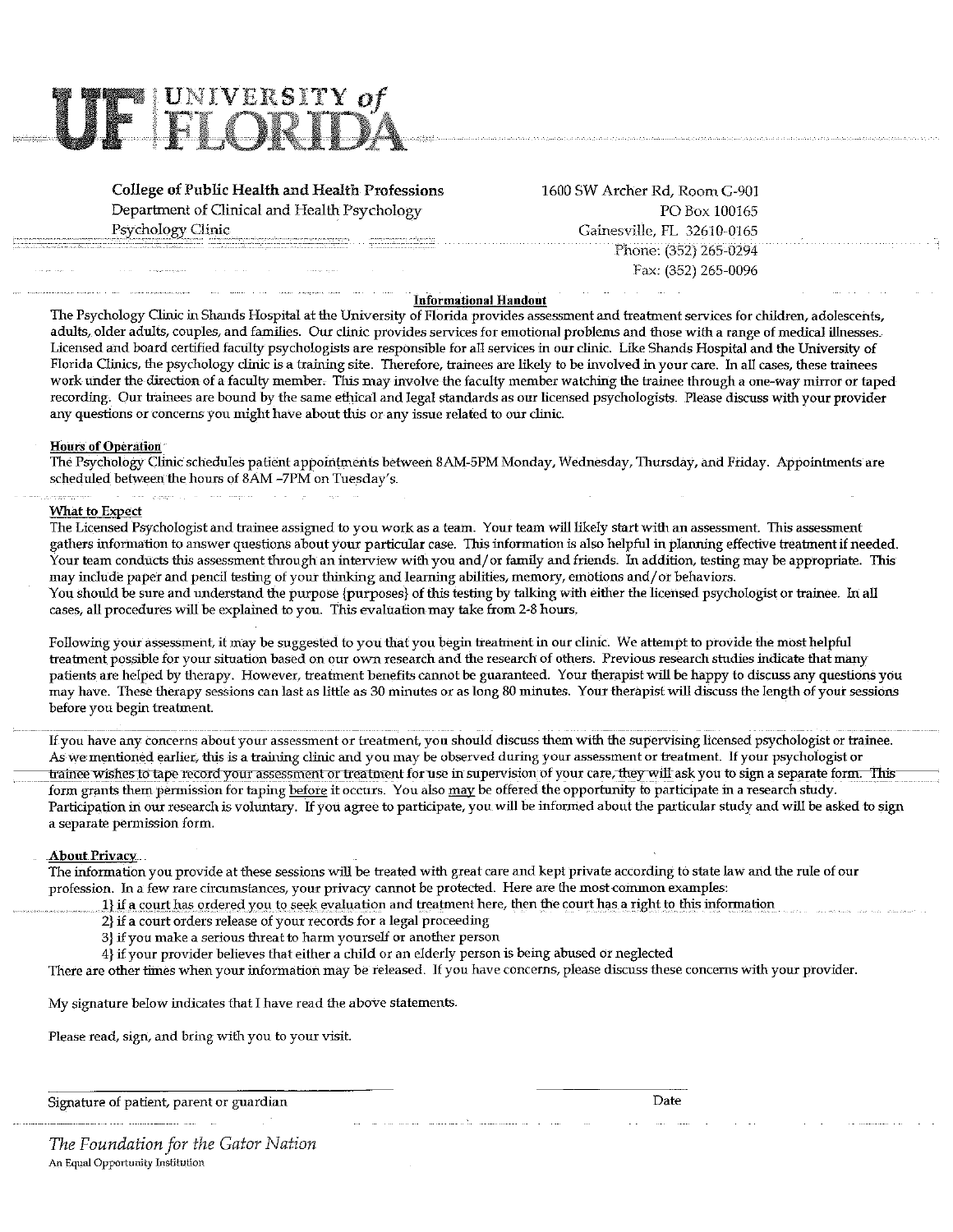# UF | UNIVERSITY of FLORIDA

**College of Public Health and Health Professions**
Department of Clinical and Health Psychology
Psychology Clinic

1600 SW Archer Rd, Room G-901
PO Box 100165
Gainesville, FL 32610-0165
Phone: (352) 265-0294
Fax: (352) 265-0096

## Informational Handout

The Psychology Clinic in Shands Hospital at the University of Florida provides assessment and treatment services for children, adolescents, adults, older adults, couples, and families. Our clinic provides services for emotional problems and those with a range of medical illnesses. Licensed and board certified faculty psychologists are responsible for all services in our clinic. Like Shands Hospital and the University of Florida Clinics, the psychology clinic is a training site. Therefore, trainees are likely to be involved in your care. In all cases, these trainees work under the direction of a faculty member. This may involve the faculty member watching the trainee through a one-way mirror or taped recording. Our trainees are bound by the same ethical and legal standards as our licensed psychologists. Please discuss with your provider any questions or concerns you might have about this or any issue related to our clinic.

### Hours of Operation

The Psychology Clinic schedules patient appointments between 8AM-5PM Monday, Wednesday, Thursday, and Friday. Appointments are scheduled between the hours of 8AM -7PM on Tuesday's.

### What to Expect

The Licensed Psychologist and trainee assigned to you work as a team. Your team will likely start with an assessment. This assessment gathers information to answer questions about your particular case. This information is also helpful in planning effective treatment if needed. Your team conducts this assessment through an interview with you and/or family and friends. In addition, testing may be appropriate. This may include paper and pencil testing of your thinking and learning abilities, memory, emotions and/or behaviors.
You should be sure and understand the purpose (purposes) of this testing by talking with either the licensed psychologist or trainee. In all cases, all procedures will be explained to you. This evaluation may take from 2-8 hours.

Following your assessment, it may be suggested to you that you begin treatment in our clinic. We attempt to provide the most helpful treatment possible for your situation based on our own research and the research of others. Previous research studies indicate that many patients are helped by therapy. However, treatment benefits cannot be guaranteed. Your therapist will be happy to discuss any questions you may have. These therapy sessions can last as little as 30 minutes or as long 80 minutes. Your therapist will discuss the length of your sessions before you begin treatment.

If you have any concerns about your assessment or treatment, you should discuss them with the supervising licensed psychologist or trainee. As we mentioned earlier, this is a training clinic and you may be observed during your assessment or treatment. If your psychologist or trainee wishes to tape record your assessment or treatment for use in supervision of your care, they will ask you to sign a separate form. This form grants them permission for taping before it occurs. You also may be offered the opportunity to participate in a research study. Participation in our research is voluntary. If you agree to participate, you will be informed about the particular study and will be asked to sign a separate permission form.

### About Privacy

The information you provide at these sessions will be treated with great care and kept private according to state law and the rule of our profession. In a few rare circumstances, your privacy cannot be protected. Here are the most common examples:

1) if a court has ordered you to seek evaluation and treatment here, then the court has a right to this information
2) if a court orders release of your records for a legal proceeding
3) if you make a serious threat to harm yourself or another person
4) if your provider believes that either a child or an elderly person is being abused or neglected

There are other times when your information may be released. If you have concerns, please discuss these concerns with your provider.

My signature below indicates that I have read the above statements.

Please read, sign, and bring with you to your visit.

______________________________ ______________
Signature of patient, parent or guardian Date

*The Foundation for the Gator Nation*
An Equal Opportunity Institution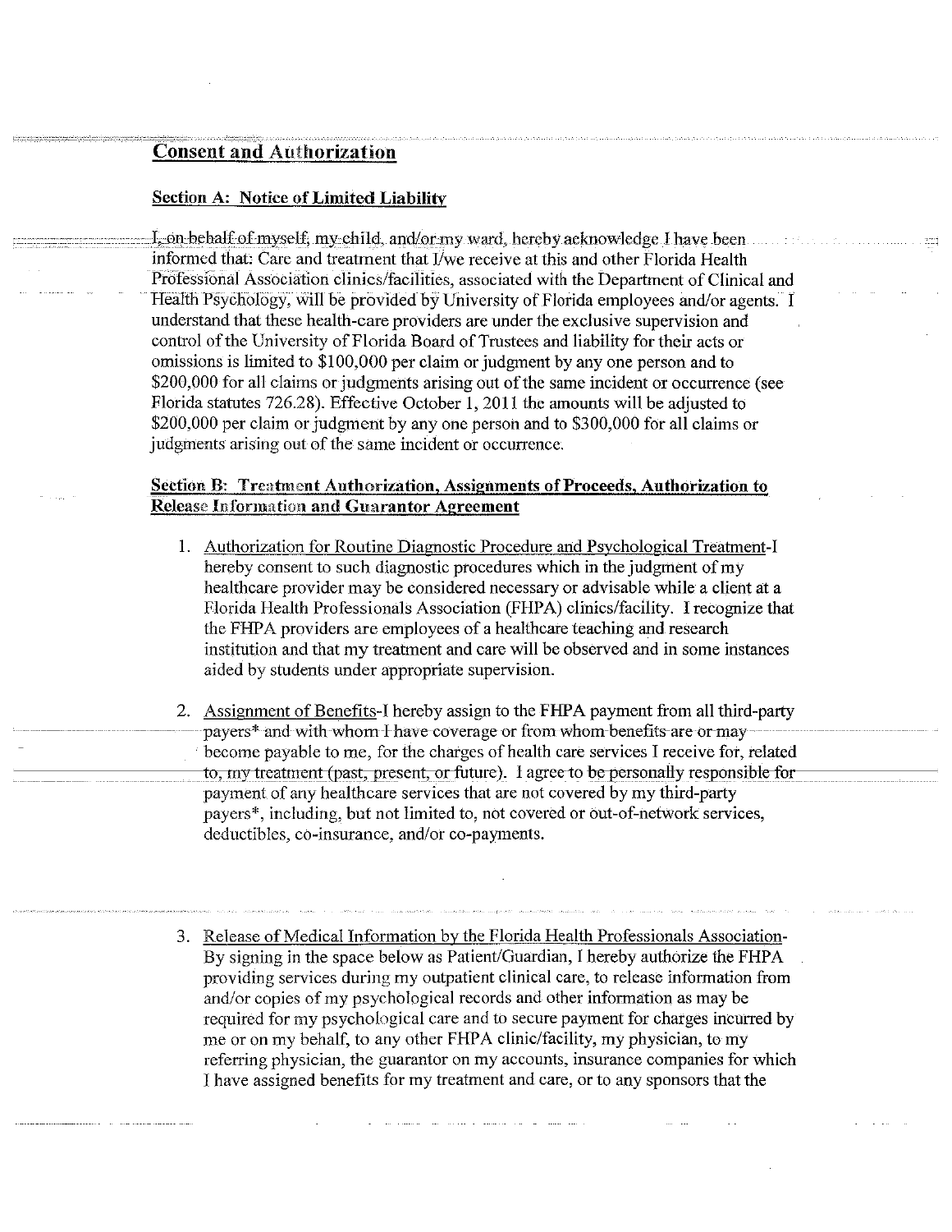## Consent and Authorization

### Section A: Notice of Limited Liability

I, on behalf of myself, my child, and/or my ward, hereby acknowledge I have been informed that: Care and treatment that I/we receive at this and other Florida Health Professional Association clinics/facilities, associated with the Department of Clinical and Health Psychology, will be provided by University of Florida employees and/or agents. I understand that these health-care providers are under the exclusive supervision and control of the University of Florida Board of Trustees and liability for their acts or omissions is limited to $100,000 per claim or judgment by any one person and to $200,000 for all claims or judgments arising out of the same incident or occurrence (see Florida statutes 726.28). Effective October 1, 2011 the amounts will be adjusted to $200,000 per claim or judgment by any one person and to $300,000 for all claims or judgments arising out of the same incident or occurrence.

### Section B: Treatment Authorization, Assignments of Proceeds, Authorization to Release Information and Guarantor Agreement

1. Authorization for Routine Diagnostic Procedure and Psychological Treatment-I hereby consent to such diagnostic procedures which in the judgment of my healthcare provider may be considered necessary or advisable while a client at a Florida Health Professionals Association (FHPA) clinics/facility. I recognize that the FHPA providers are employees of a healthcare teaching and research institution and that my treatment and care will be observed and in some instances aided by students under appropriate supervision.

2. Assignment of Benefits-I hereby assign to the FHPA payment from all third-party payers* and with whom I have coverage or from whom benefits are or may become payable to me, for the charges of health care services I receive for, related to, my treatment (past, present, or future). I agree to be personally responsible for payment of any healthcare services that are not covered by my third-party payers*, including, but not limited to, not covered or out-of-network services, deductibles, co-insurance, and/or co-payments.

3. Release of Medical Information by the Florida Health Professionals Association-By signing in the space below as Patient/Guardian, I hereby authorize the FHPA providing services during my outpatient clinical care, to release information from and/or copies of my psychological records and other information as may be required for my psychological care and to secure payment for charges incurred by me or on my behalf, to any other FHPA clinic/facility, my physician, to my referring physician, the guarantor on my accounts, insurance companies for which I have assigned benefits for my treatment and care, or to any sponsors that the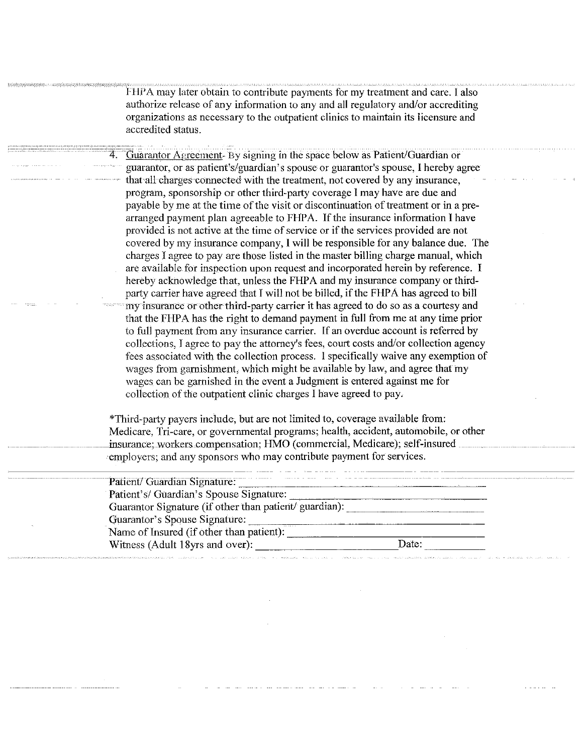FHPA may later obtain to contribute payments for my treatment and care. I also authorize release of any information to any and all regulatory and/or accrediting organizations as necessary to the outpatient clinics to maintain its licensure and accredited status.

4. Guarantor Agreement- By signing in the space below as Patient/Guardian or guarantor, or as patient's/guardian's spouse or guarantor's spouse, I hereby agree that all charges connected with the treatment, not covered by any insurance, program, sponsorship or other third-party coverage I may have are due and payable by me at the time of the visit or discontinuation of treatment or in a pre-arranged payment plan agreeable to FHPA. If the insurance information I have provided is not active at the time of service or if the services provided are not covered by my insurance company, I will be responsible for any balance due. The charges I agree to pay are those listed in the master billing charge manual, which are available for inspection upon request and incorporated herein by reference. I hereby acknowledge that, unless the FHPA and my insurance company or third-party carrier have agreed that I will not be billed, if the FHPA has agreed to bill my insurance or other third-party carrier it has agreed to do so as a courtesy and that the FHPA has the right to demand payment in full from me at any time prior to full payment from any insurance carrier. If an overdue account is referred by collections, I agree to pay the attorney's fees, court costs and/or collection agency fees associated with the collection process. I specifically waive any exemption of wages from garnishment, which might be available by law, and agree that my wages can be garnished in the event a Judgment is entered against me for collection of the outpatient clinic charges I have agreed to pay.

*Third-party payers include, but are not limited to, coverage available from: Medicare, Tri-care, or governmental programs; health, accident, automobile, or other insurance; workers compensation; HMO (commercial, Medicare); self-insured employers; and any sponsors who may contribute payment for services.

Patient/ Guardian Signature: ______________________________

Patient's/ Guardian's Spouse Signature: ______________________________

Guarantor Signature (if other than patient/ guardian): ______________________________

Guarantor's Spouse Signature: ______________________________

Name of Insured (if other than patient): ______________________________

Witness (Adult 18yrs and over): ______________________ Date: __________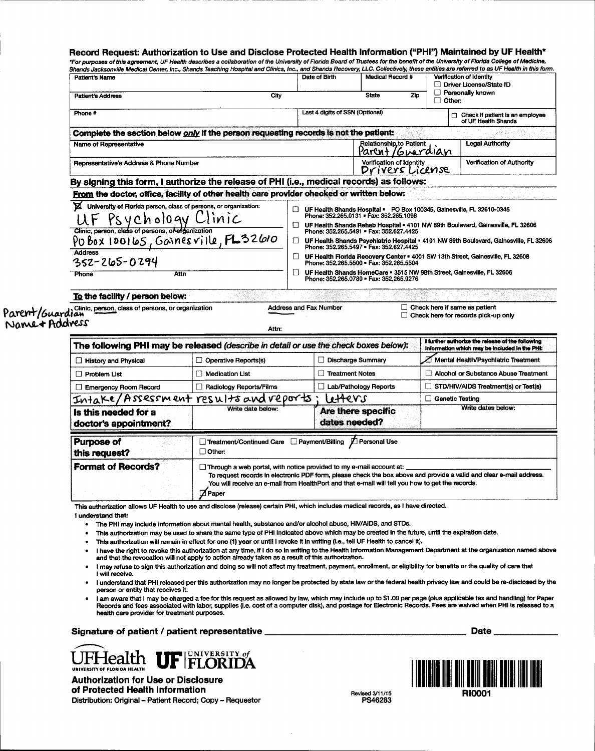## Record Request: Authorization to Use and Disclose Protected Health Information ("PHI") Maintained by UF Health*

*\*For purposes of this agreement, UF Health describes a collaboration of the University of Florida Board of Trustees for the benefit of the University of Florida College of Medicine, Shands Jacksonville Medical Center, Inc., Shands Teaching Hospital and Clinics, Inc., and Shands Recovery, LLC. Collectively, these entities are referred to as UF Health in this form.*

| Patient's Name | Date of Birth | Medical Record # | Verification of Identity ☐ Driver License/State ID ☐ Personally known ☐ Other: |
|---|---|---|---|
| Patient's Address / City | State / Zip | | |
| Phone # | Last 4 digits of SSN (Optional) | | ☐ Check if patient is an employee of UF Health Shands |

**Complete the section below *only* if the person requesting records is not the patient:**

| Name of Representative | Relationship to Patient: Parent/Guardian | Legal Authority |
|---|---|---|
| Representative's Address & Phone Number | Verification of Identity: Drivers License | Verification of Authority |

### By signing this form, I authorize the release of PHI (i.e., medical records) as follows:

**From the doctor, office, facility of other health care provider checked or written below:**

☒ University of Florida person, class of persons, or organization:
UF Psychology Clinic
Clinic, person, class of persons, or organization
PO Box 100165, Gainesville, FL 32610
Address
352-265-0294
Phone / Attn

- ☐ UF Health Shands Hospital • PO Box 100345, Gainesville, FL 32610-0345 Phone: 352.265.0131 • Fax: 352.265.1098
- ☐ UF Health Shands Rehab Hospital • 4101 NW 89th Boulevard, Gainesville, FL 32606 Phone: 352.265.5491 • Fax: 352.627.4425
- ☐ UF Health Shands Psychiatric Hospital • 4101 NW 89th Boulevard, Gainesville, FL 32606 Phone: 352.265.5497 • Fax: 352.627.4425
- ☐ UF Health Florida Recovery Center • 4001 SW 13th Street, Gainesville, FL 32608 Phone: 352.265.5500 • Fax: 352.265.5504
- ☐ UF Health Shands HomeCare • 3515 NW 98th Street, Gainesville, FL 32606 Phone: 352.265.0789 • Fax: 352.265.9276

**To the facility / person below:**

Parent/Guardian Name + Address

Clinic, person, class of persons, or organization | Address and Fax Number | ☐ Check here if same as patient ☐ Check here for records pick-up only

Attn:

| The following PHI may be released *(describe in detail or use the check boxes below)*: | | | I further authorize the release of the following information which may be included in the PHI: |
|---|---|---|---|
| ☐ History and Physical | ☐ Operative Reports(s) | ☐ Discharge Summary | ☑ Mental Health/Psychiatric Treatment |
| ☐ Problem List | ☐ Medication List | ☐ Treatment Notes | ☐ Alcohol or Substance Abuse Treatment |
| ☐ Emergency Room Record | ☐ Radiology Reports/Films | ☐ Lab/Pathology Reports | ☐ STD/HIV/AIDS Treatment(s) or Test(s) |
| Intake/Assessment results and reports; Letters | | | ☐ Genetic Testing |
| **Is this needed for a doctor's appointment?** | Write date below: | **Are there specific dates needed?** | Write dates below: |

| **Purpose of this request?** | ☐ Treatment/Continued Care ☐ Payment/Billing ☑ Personal Use ☐ Other: |
|---|---|
| **Format of Records?** | ☐ Through a web portal, with notice provided to my e-mail account at: ______ To request records in electronic PDF form, please check the box above and provide a valid and clear e-mail address. You will receive an e-mail from HealthPort and that e-mail will tell you how to get the records. ☑ Paper |

This authorization allows UF Health to use and disclose (release) certain PHI, which includes medical records, as I have directed.

I understand that:

- The PHI may include information about mental health, substance and/or alcohol abuse, HIV/AIDS, and STDs.
- This authorization may be used to share the same type of PHI indicated above which may be created in the future, until the expiration date.
- This authorization will remain in effect for one (1) year or until I revoke it in writing (i.e., tell UF Health to cancel it).
- I have the right to revoke this authorization at any time, if I do so in writing to the Health Information Management Department at the organization named above and that the revocation will not apply to action already taken as a result of this authorization.
- I may refuse to sign this authorization and doing so will not affect my treatment, payment, enrollment, or eligibility for benefits or the quality of care that I will receive.
- I understand that PHI released per this authorization may no longer be protected by state law or the federal health privacy law and could be re-disclosed by the person or entity that receives it.
- I am aware that I may be charged a fee for this request as allowed by law, which may include up to $1.00 per page (plus applicable tax and handling) for Paper Records and fees associated with labor, supplies (i.e. cost of a computer disk), and postage for Electronic Records. Fees are waived when PHI is released to a health care provider for treatment purposes.

**Signature of patient / patient representative** ______________________ **Date** ________

UFHealth UNIVERSITY OF FLORIDA HEALTH | UF UNIVERSITY of FLORIDA

**Authorization for Use or Disclosure of Protected Health Information**
Distribution: Original – Patient Record; Copy – Requestor

Revised 3/11/15
PS46283

RI0001